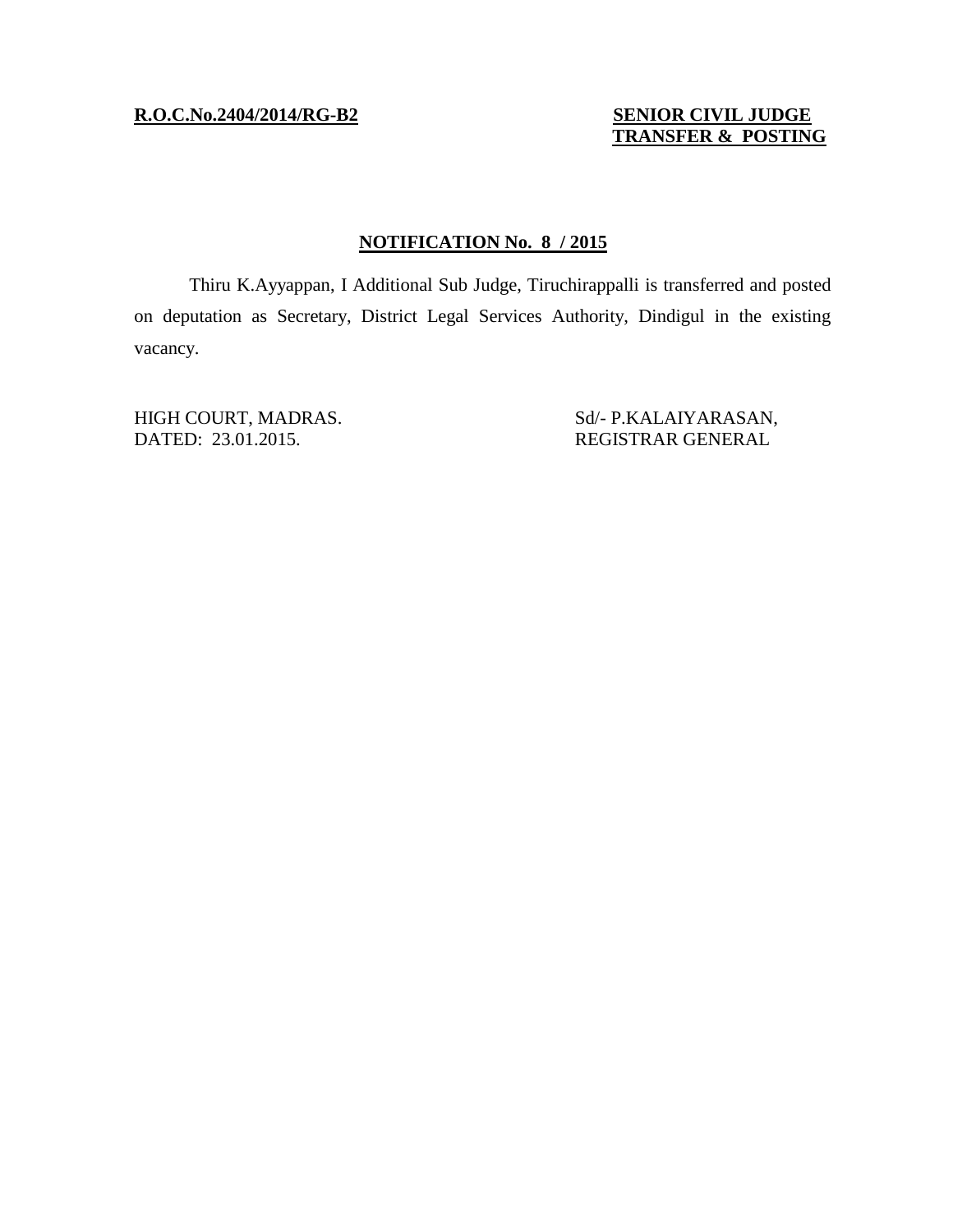**R.O.C.No.2404/2014/RG-B2**

**SENIOR CIVIL JUDGE**
**TRANSFER & POSTING**

## NOTIFICATION No. 8 / 2015

Thiru K.Ayyappan, I Additional Sub Judge, Tiruchirappalli is transferred and posted on deputation as Secretary, District Legal Services Authority, Dindigul in the existing vacancy.

HIGH COURT, MADRAS.
DATED: 23.01.2015.

Sd/- P.KALAIYARASAN,
REGISTRAR GENERAL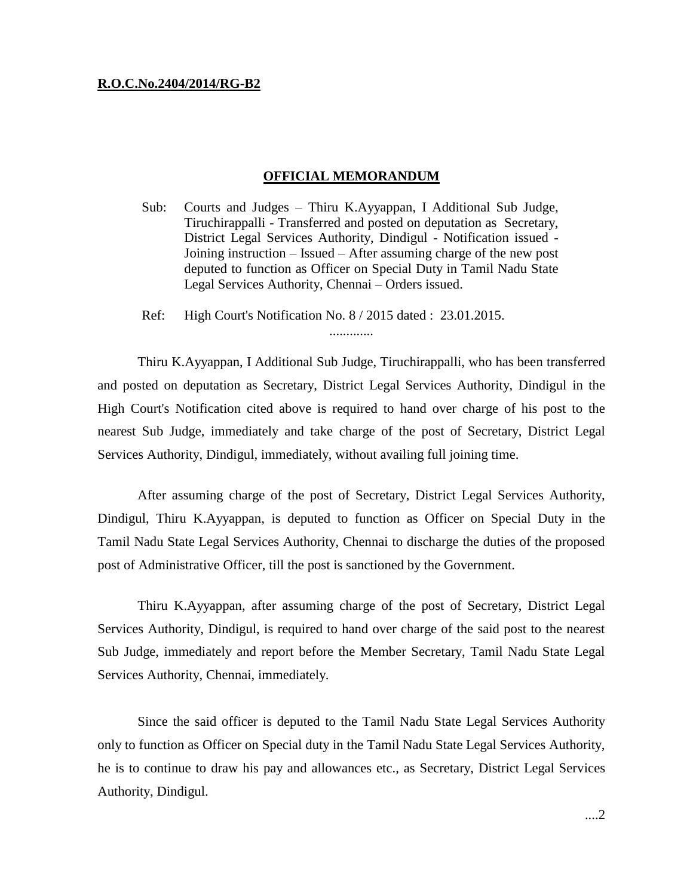**R.O.C.No.2404/2014/RG-B2**

**OFFICIAL MEMORANDUM**

Sub: Courts and Judges – Thiru K.Ayyappan, I Additional Sub Judge, Tiruchirappalli - Transferred and posted on deputation as Secretary, District Legal Services Authority, Dindigul - Notification issued - Joining instruction – Issued – After assuming charge of the new post deputed to function as Officer on Special Duty in Tamil Nadu State Legal Services Authority, Chennai – Orders issued.

Ref: High Court's Notification No. 8 / 2015 dated : 23.01.2015.

.............

Thiru K.Ayyappan, I Additional Sub Judge, Tiruchirappalli, who has been transferred and posted on deputation as Secretary, District Legal Services Authority, Dindigul in the High Court's Notification cited above is required to hand over charge of his post to the nearest Sub Judge, immediately and take charge of the post of Secretary, District Legal Services Authority, Dindigul, immediately, without availing full joining time.

After assuming charge of the post of Secretary, District Legal Services Authority, Dindigul, Thiru K.Ayyappan, is deputed to function as Officer on Special Duty in the Tamil Nadu State Legal Services Authority, Chennai to discharge the duties of the proposed post of Administrative Officer, till the post is sanctioned by the Government.

Thiru K.Ayyappan, after assuming charge of the post of Secretary, District Legal Services Authority, Dindigul, is required to hand over charge of the said post to the nearest Sub Judge, immediately and report before the Member Secretary, Tamil Nadu State Legal Services Authority, Chennai, immediately.

Since the said officer is deputed to the Tamil Nadu State Legal Services Authority only to function as Officer on Special duty in the Tamil Nadu State Legal Services Authority, he is to continue to draw his pay and allowances etc., as Secretary, District Legal Services Authority, Dindigul.

....2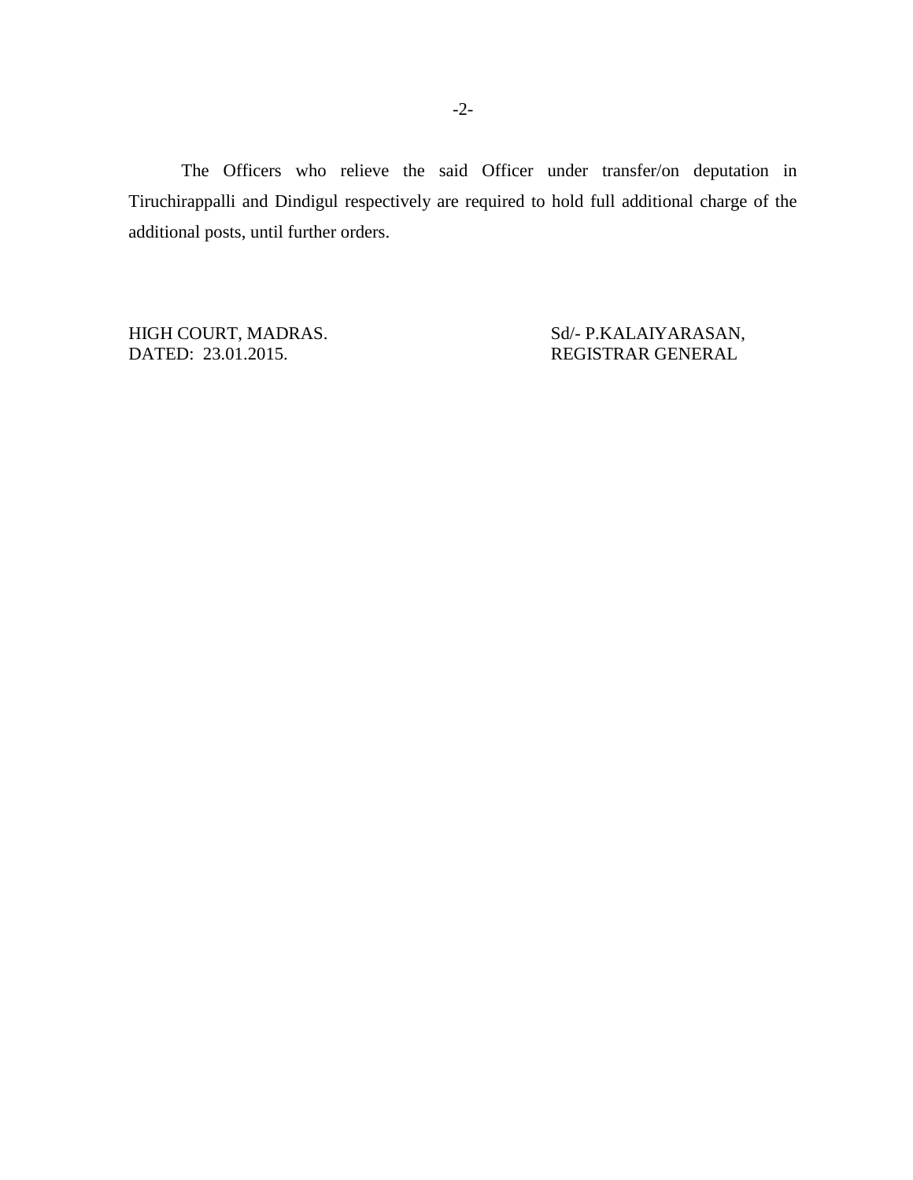The Officers who relieve the said Officer under transfer/on deputation in Tiruchirappalli and Dindigul respectively are required to hold full additional charge of the additional posts, until further orders.

HIGH COURT, MADRAS.
DATED: 23.01.2015.

Sd/- P.KALAIYARASAN,
REGISTRAR GENERAL